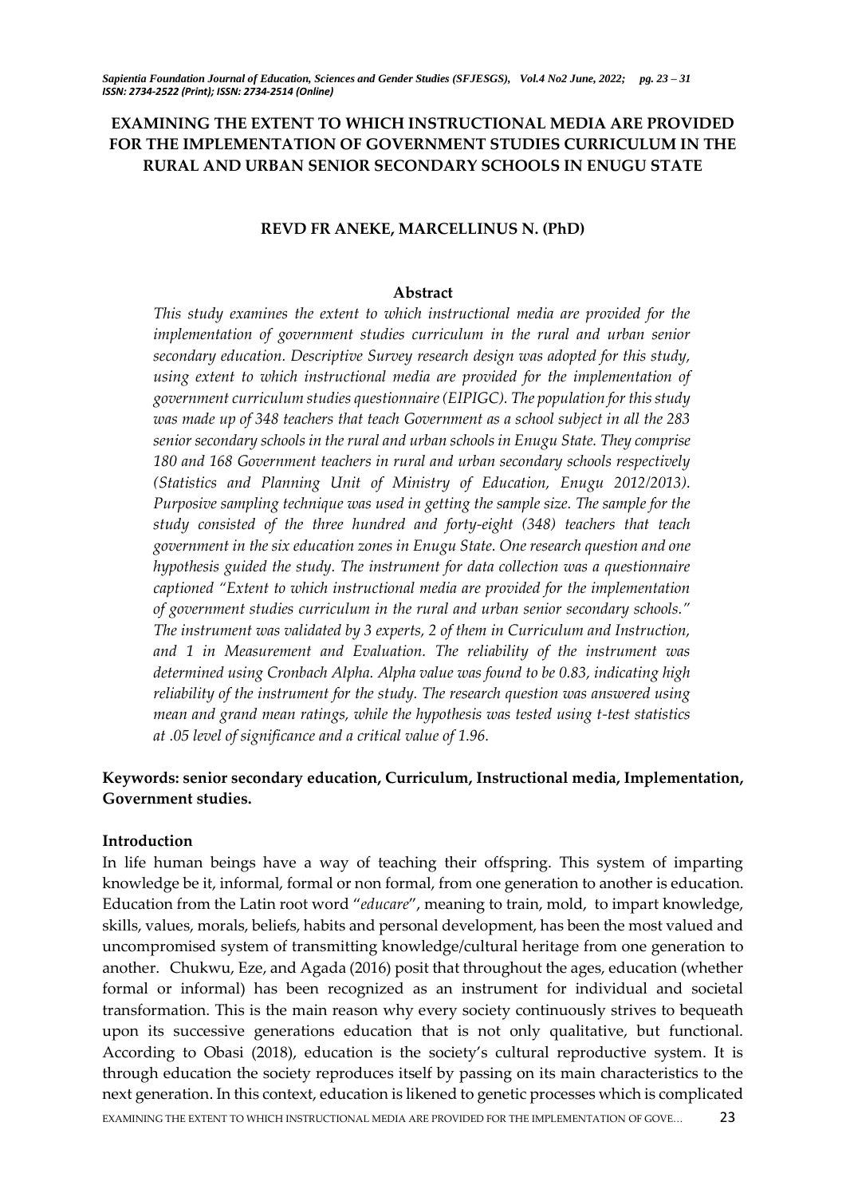# EXAMINING THE EXTENT TO WHICH INSTRUCTIONAL MEDIA ARE PROVIDED FOR THE IMPLEMENTATION OF GOVERNMENT STUDIES CURRICULUM IN THE RURAL AND URBAN SENIOR SECONDARY SCHOOLS IN ENUGU STATE

**REVD FR ANEKE, MARCELLINUS N. (PhD)**

## Abstract

*This study examines the extent to which instructional media are provided for the implementation of government studies curriculum in the rural and urban senior secondary education. Descriptive Survey research design was adopted for this study, using extent to which instructional media are provided for the implementation of government curriculum studies questionnaire (EIPIGC). The population for this study was made up of 348 teachers that teach Government as a school subject in all the 283 senior secondary schools in the rural and urban schools in Enugu State. They comprise 180 and 168 Government teachers in rural and urban secondary schools respectively (Statistics and Planning Unit of Ministry of Education, Enugu 2012/2013). Purposive sampling technique was used in getting the sample size. The sample for the study consisted of the three hundred and forty-eight (348) teachers that teach government in the six education zones in Enugu State. One research question and one hypothesis guided the study. The instrument for data collection was a questionnaire captioned "Extent to which instructional media are provided for the implementation of government studies curriculum in the rural and urban senior secondary schools." The instrument was validated by 3 experts, 2 of them in Curriculum and Instruction, and 1 in Measurement and Evaluation. The reliability of the instrument was determined using Cronbach Alpha. Alpha value was found to be 0.83, indicating high reliability of the instrument for the study. The research question was answered using mean and grand mean ratings, while the hypothesis was tested using t-test statistics at .05 level of significance and a critical value of 1.96.*

**Keywords: senior secondary education, Curriculum, Instructional media, Implementation, Government studies.**

## Introduction

In life human beings have a way of teaching their offspring. This system of imparting knowledge be it, informal, formal or non formal, from one generation to another is education. Education from the Latin root word "*educare*", meaning to train, mold, to impart knowledge, skills, values, morals, beliefs, habits and personal development, has been the most valued and uncompromised system of transmitting knowledge/cultural heritage from one generation to another. Chukwu, Eze, and Agada (2016) posit that throughout the ages, education (whether formal or informal) has been recognized as an instrument for individual and societal transformation. This is the main reason why every society continuously strives to bequeath upon its successive generations education that is not only qualitative, but functional. According to Obasi (2018), education is the society's cultural reproductive system. It is through education the society reproduces itself by passing on its main characteristics to the next generation. In this context, education is likened to genetic processes which is complicated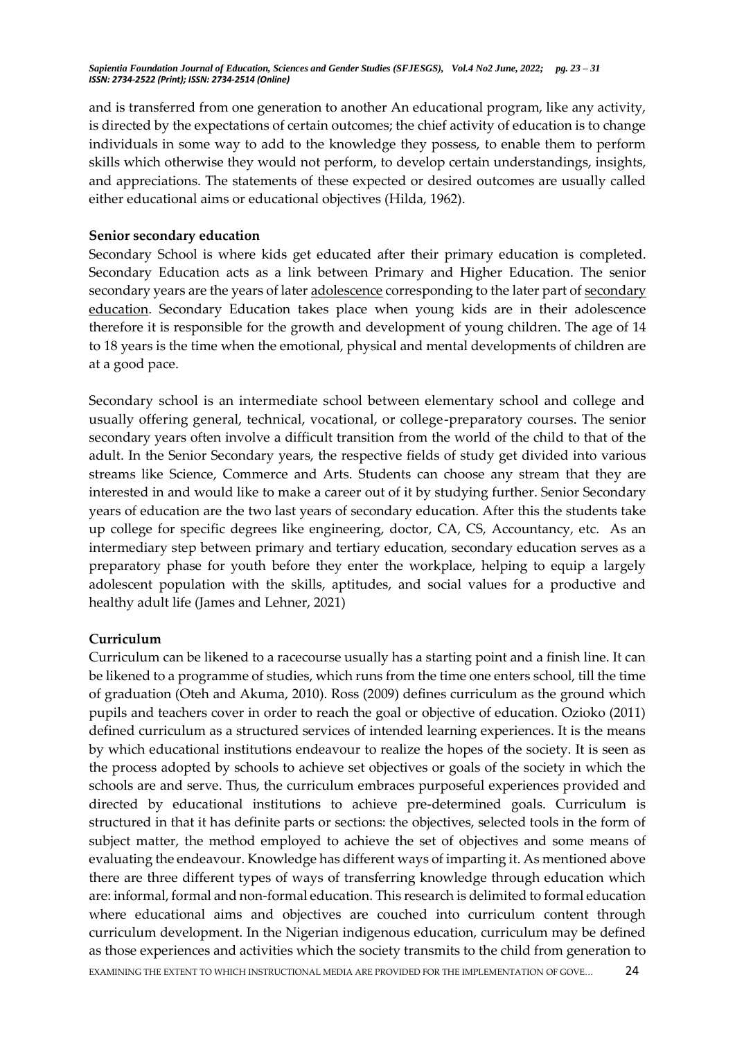and is transferred from one generation to another An educational program, like any activity, is directed by the expectations of certain outcomes; the chief activity of education is to change individuals in some way to add to the knowledge they possess, to enable them to perform skills which otherwise they would not perform, to develop certain understandings, insights, and appreciations. The statements of these expected or desired outcomes are usually called either educational aims or educational objectives (Hilda, 1962).

**Senior secondary education**

Secondary School is where kids get educated after their primary education is completed. Secondary Education acts as a link between Primary and Higher Education. The senior secondary years are the years of later adolescence corresponding to the later part of secondary education. Secondary Education takes place when young kids are in their adolescence therefore it is responsible for the growth and development of young children. The age of 14 to 18 years is the time when the emotional, physical and mental developments of children are at a good pace.

Secondary school is an intermediate school between elementary school and college and usually offering general, technical, vocational, or college-preparatory courses. The senior secondary years often involve a difficult transition from the world of the child to that of the adult. In the Senior Secondary years, the respective fields of study get divided into various streams like Science, Commerce and Arts. Students can choose any stream that they are interested in and would like to make a career out of it by studying further. Senior Secondary years of education are the two last years of secondary education. After this the students take up college for specific degrees like engineering, doctor, CA, CS, Accountancy, etc. As an intermediary step between primary and tertiary education, secondary education serves as a preparatory phase for youth before they enter the workplace, helping to equip a largely adolescent population with the skills, aptitudes, and social values for a productive and healthy adult life (James and Lehner, 2021)

**Curriculum**

Curriculum can be likened to a racecourse usually has a starting point and a finish line. It can be likened to a programme of studies, which runs from the time one enters school, till the time of graduation (Oteh and Akuma, 2010). Ross (2009) defines curriculum as the ground which pupils and teachers cover in order to reach the goal or objective of education. Ozioko (2011) defined curriculum as a structured services of intended learning experiences. It is the means by which educational institutions endeavour to realize the hopes of the society. It is seen as the process adopted by schools to achieve set objectives or goals of the society in which the schools are and serve. Thus, the curriculum embraces purposeful experiences provided and directed by educational institutions to achieve pre-determined goals. Curriculum is structured in that it has definite parts or sections: the objectives, selected tools in the form of subject matter, the method employed to achieve the set of objectives and some means of evaluating the endeavour. Knowledge has different ways of imparting it. As mentioned above there are three different types of ways of transferring knowledge through education which are: informal, formal and non-formal education. This research is delimited to formal education where educational aims and objectives are couched into curriculum content through curriculum development. In the Nigerian indigenous education, curriculum may be defined as those experiences and activities which the society transmits to the child from generation to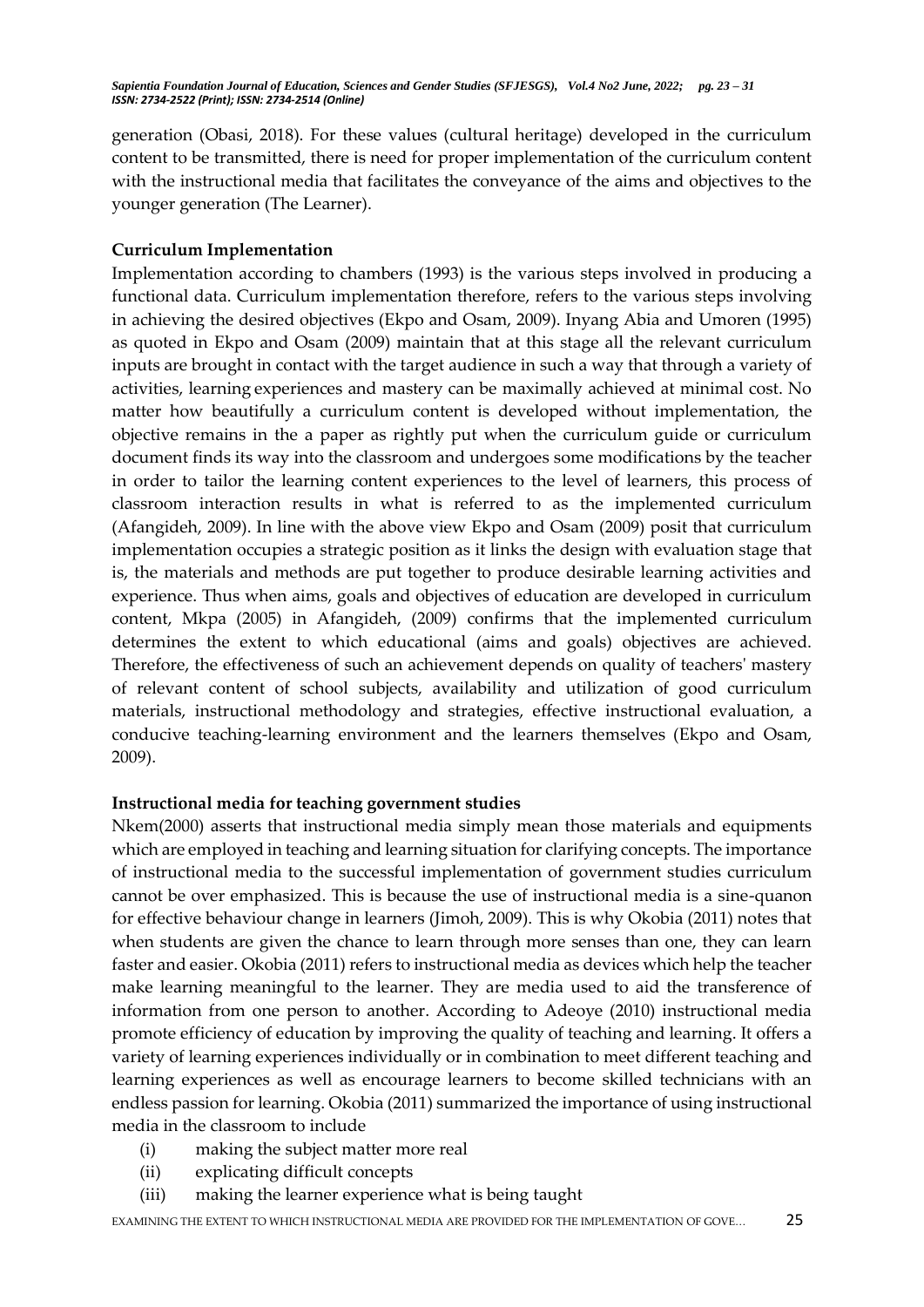generation (Obasi, 2018). For these values (cultural heritage) developed in the curriculum content to be transmitted, there is need for proper implementation of the curriculum content with the instructional media that facilitates the conveyance of the aims and objectives to the younger generation (The Learner).

**Curriculum Implementation**

Implementation according to chambers (1993) is the various steps involved in producing a functional data. Curriculum implementation therefore, refers to the various steps involving in achieving the desired objectives (Ekpo and Osam, 2009). Inyang Abia and Umoren (1995) as quoted in Ekpo and Osam (2009) maintain that at this stage all the relevant curriculum inputs are brought in contact with the target audience in such a way that through a variety of activities, learning experiences and mastery can be maximally achieved at minimal cost. No matter how beautifully a curriculum content is developed without implementation, the objective remains in the a paper as rightly put when the curriculum guide or curriculum document finds its way into the classroom and undergoes some modifications by the teacher in order to tailor the learning content experiences to the level of learners, this process of classroom interaction results in what is referred to as the implemented curriculum (Afangideh, 2009). In line with the above view Ekpo and Osam (2009) posit that curriculum implementation occupies a strategic position as it links the design with evaluation stage that is, the materials and methods are put together to produce desirable learning activities and experience. Thus when aims, goals and objectives of education are developed in curriculum content, Mkpa (2005) in Afangideh, (2009) confirms that the implemented curriculum determines the extent to which educational (aims and goals) objectives are achieved. Therefore, the effectiveness of such an achievement depends on quality of teachers' mastery of relevant content of school subjects, availability and utilization of good curriculum materials, instructional methodology and strategies, effective instructional evaluation, a conducive teaching-learning environment and the learners themselves (Ekpo and Osam, 2009).

**Instructional media for teaching government studies**

Nkem(2000) asserts that instructional media simply mean those materials and equipments which are employed in teaching and learning situation for clarifying concepts. The importance of instructional media to the successful implementation of government studies curriculum cannot be over emphasized. This is because the use of instructional media is a sine-quanon for effective behaviour change in learners (Jimoh, 2009). This is why Okobia (2011) notes that when students are given the chance to learn through more senses than one, they can learn faster and easier. Okobia (2011) refers to instructional media as devices which help the teacher make learning meaningful to the learner. They are media used to aid the transference of information from one person to another. According to Adeoye (2010) instructional media promote efficiency of education by improving the quality of teaching and learning. It offers a variety of learning experiences individually or in combination to meet different teaching and learning experiences as well as encourage learners to become skilled technicians with an endless passion for learning. Okobia (2011) summarized the importance of using instructional media in the classroom to include

(i) making the subject matter more real
(ii) explicating difficult concepts
(iii) making the learner experience what is being taught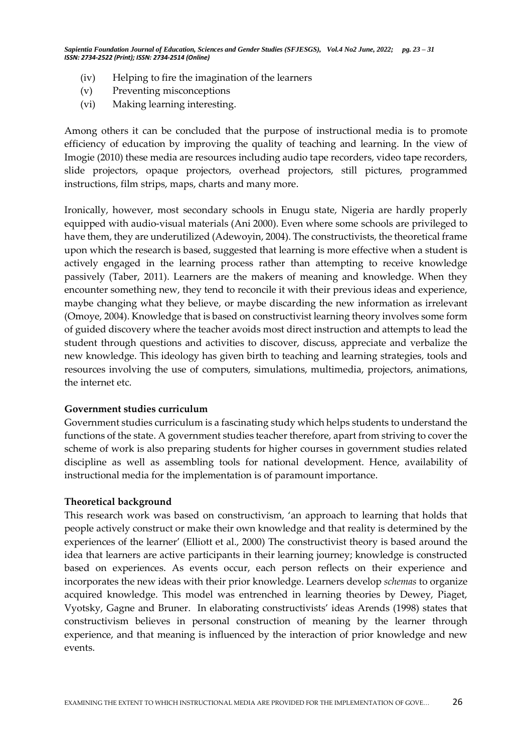(iv) Helping to fire the imagination of the learners
(v) Preventing misconceptions
(vi) Making learning interesting.

Among others it can be concluded that the purpose of instructional media is to promote efficiency of education by improving the quality of teaching and learning. In the view of Imogie (2010) these media are resources including audio tape recorders, video tape recorders, slide projectors, opaque projectors, overhead projectors, still pictures, programmed instructions, film strips, maps, charts and many more.

Ironically, however, most secondary schools in Enugu state, Nigeria are hardly properly equipped with audio-visual materials (Ani 2000). Even where some schools are privileged to have them, they are underutilized (Adewoyin, 2004). The constructivists, the theoretical frame upon which the research is based, suggested that learning is more effective when a student is actively engaged in the learning process rather than attempting to receive knowledge passively (Taber, 2011). Learners are the makers of meaning and knowledge. When they encounter something new, they tend to reconcile it with their previous ideas and experience, maybe changing what they believe, or maybe discarding the new information as irrelevant (Omoye, 2004). Knowledge that is based on constructivist learning theory involves some form of guided discovery where the teacher avoids most direct instruction and attempts to lead the student through questions and activities to discover, discuss, appreciate and verbalize the new knowledge. This ideology has given birth to teaching and learning strategies, tools and resources involving the use of computers, simulations, multimedia, projectors, animations, the internet etc.

**Government studies curriculum**

Government studies curriculum is a fascinating study which helps students to understand the functions of the state. A government studies teacher therefore, apart from striving to cover the scheme of work is also preparing students for higher courses in government studies related discipline as well as assembling tools for national development. Hence, availability of instructional media for the implementation is of paramount importance.

**Theoretical background**

This research work was based on constructivism, 'an approach to learning that holds that people actively construct or make their own knowledge and that reality is determined by the experiences of the learner' (Elliott et al., 2000) The constructivist theory is based around the idea that learners are active participants in their learning journey; knowledge is constructed based on experiences. As events occur, each person reflects on their experience and incorporates the new ideas with their prior knowledge. Learners develop *schemas* to organize acquired knowledge. This model was entrenched in learning theories by Dewey, Piaget, Vyotsky, Gagne and Bruner. In elaborating constructivists' ideas Arends (1998) states that constructivism believes in personal construction of meaning by the learner through experience, and that meaning is influenced by the interaction of prior knowledge and new events.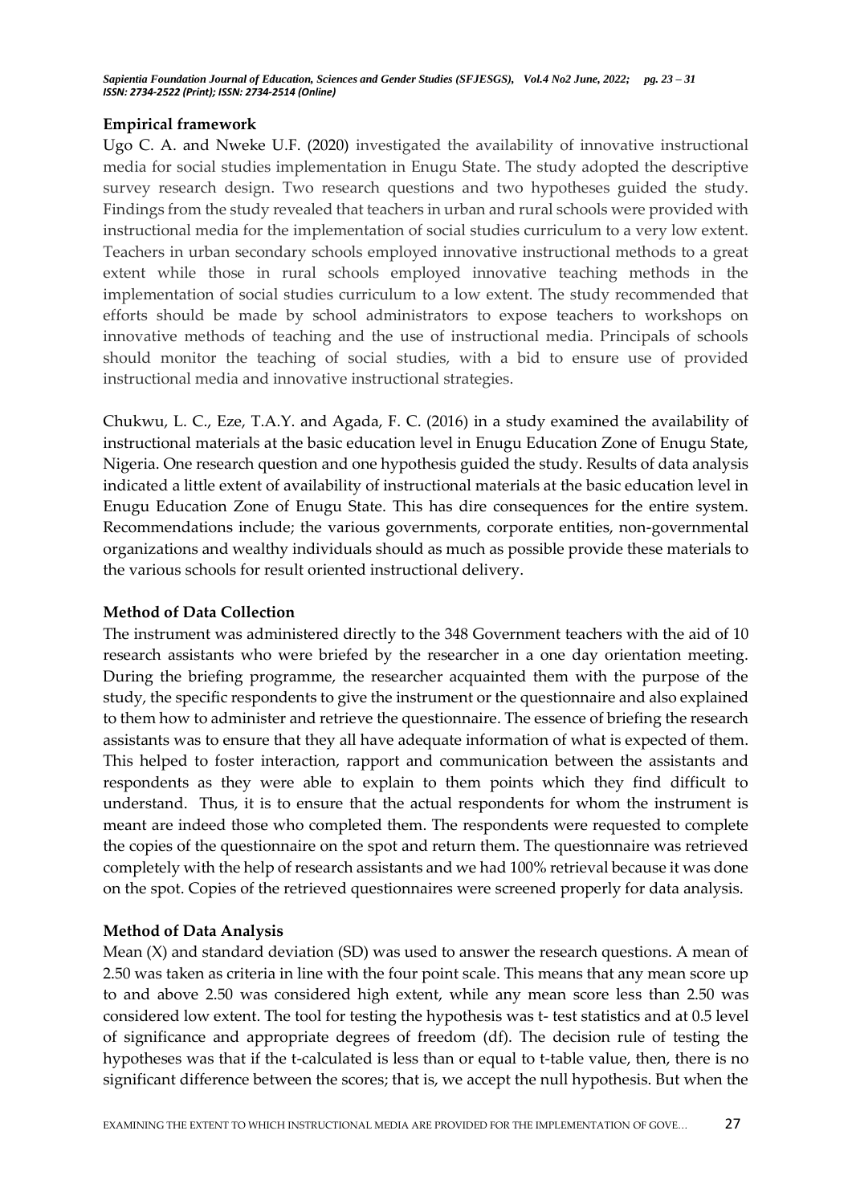## Empirical framework

Ugo C. A. and Nweke U.F. (2020) investigated the availability of innovative instructional media for social studies implementation in Enugu State. The study adopted the descriptive survey research design. Two research questions and two hypotheses guided the study. Findings from the study revealed that teachers in urban and rural schools were provided with instructional media for the implementation of social studies curriculum to a very low extent. Teachers in urban secondary schools employed innovative instructional methods to a great extent while those in rural schools employed innovative teaching methods in the implementation of social studies curriculum to a low extent. The study recommended that efforts should be made by school administrators to expose teachers to workshops on innovative methods of teaching and the use of instructional media. Principals of schools should monitor the teaching of social studies, with a bid to ensure use of provided instructional media and innovative instructional strategies.

Chukwu, L. C., Eze, T.A.Y. and Agada, F. C. (2016) in a study examined the availability of instructional materials at the basic education level in Enugu Education Zone of Enugu State, Nigeria. One research question and one hypothesis guided the study. Results of data analysis indicated a little extent of availability of instructional materials at the basic education level in Enugu Education Zone of Enugu State. This has dire consequences for the entire system. Recommendations include; the various governments, corporate entities, non-governmental organizations and wealthy individuals should as much as possible provide these materials to the various schools for result oriented instructional delivery.

## Method of Data Collection

The instrument was administered directly to the 348 Government teachers with the aid of 10 research assistants who were briefed by the researcher in a one day orientation meeting. During the briefing programme, the researcher acquainted them with the purpose of the study, the specific respondents to give the instrument or the questionnaire and also explained to them how to administer and retrieve the questionnaire. The essence of briefing the research assistants was to ensure that they all have adequate information of what is expected of them. This helped to foster interaction, rapport and communication between the assistants and respondents as they were able to explain to them points which they find difficult to understand. Thus, it is to ensure that the actual respondents for whom the instrument is meant are indeed those who completed them. The respondents were requested to complete the copies of the questionnaire on the spot and return them. The questionnaire was retrieved completely with the help of research assistants and we had 100% retrieval because it was done on the spot. Copies of the retrieved questionnaires were screened properly for data analysis.

## Method of Data Analysis

Mean (X) and standard deviation (SD) was used to answer the research questions. A mean of 2.50 was taken as criteria in line with the four point scale. This means that any mean score up to and above 2.50 was considered high extent, while any mean score less than 2.50 was considered low extent. The tool for testing the hypothesis was t- test statistics and at 0.5 level of significance and appropriate degrees of freedom (df). The decision rule of testing the hypotheses was that if the t-calculated is less than or equal to t-table value, then, there is no significant difference between the scores; that is, we accept the null hypothesis. But when the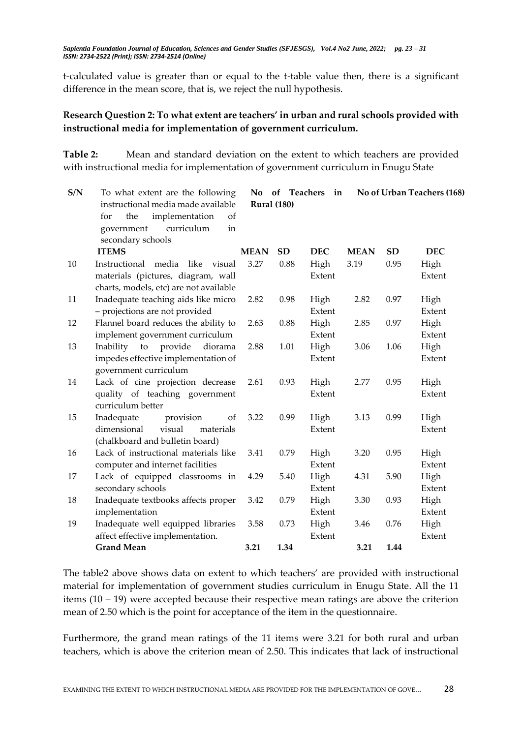t-calculated value is greater than or equal to the t-table value then, there is a significant difference in the mean score, that is, we reject the null hypothesis.

**Research Question 2: To what extent are teachers' in urban and rural schools provided with instructional media for implementation of government curriculum.**

**Table 2:** Mean and standard deviation on the extent to which teachers are provided with instructional media for implementation of government curriculum in Enugu State

| S/N | To what extent are the following instructional media made available for the implementation of government curriculum in secondary schools | No of Teachers in Rural (180) | | | No of Urban Teachers (168) | | |
|---|---|---|---|---|---|---|---|
| | **ITEMS** | **MEAN** | **SD** | **DEC** | **MEAN** | **SD** | **DEC** |
| 10 | Instructional media like visual materials (pictures, diagram, wall charts, models, etc) are not available | 3.27 | 0.88 | High Extent | 3.19 | 0.95 | High Extent |
| 11 | Inadequate teaching aids like micro – projections are not provided | 2.82 | 0.98 | High Extent | 2.82 | 0.97 | High Extent |
| 12 | Flannel board reduces the ability to implement government curriculum | 2.63 | 0.88 | High Extent | 2.85 | 0.97 | High Extent |
| 13 | Inability to provide diorama impedes effective implementation of government curriculum | 2.88 | 1.01 | High Extent | 3.06 | 1.06 | High Extent |
| 14 | Lack of cine projection decrease quality of teaching government curriculum better | 2.61 | 0.93 | High Extent | 2.77 | 0.95 | High Extent |
| 15 | Inadequate provision of dimensional visual materials (chalkboard and bulletin board) | 3.22 | 0.99 | High Extent | 3.13 | 0.99 | High Extent |
| 16 | Lack of instructional materials like computer and internet facilities | 3.41 | 0.79 | High Extent | 3.20 | 0.95 | High Extent |
| 17 | Lack of equipped classrooms in secondary schools | 4.29 | 5.40 | High Extent | 4.31 | 5.90 | High Extent |
| 18 | Inadequate textbooks affects proper implementation | 3.42 | 0.79 | High Extent | 3.30 | 0.93 | High Extent |
| 19 | Inadequate well equipped libraries affect effective implementation. | 3.58 | 0.73 | High Extent | 3.46 | 0.76 | High Extent |
| | **Grand Mean** | **3.21** | **1.34** | | **3.21** | **1.44** | |

The table2 above shows data on extent to which teachers' are provided with instructional material for implementation of government studies curriculum in Enugu State. All the 11 items (10 – 19) were accepted because their respective mean ratings are above the criterion mean of 2.50 which is the point for acceptance of the item in the questionnaire.

Furthermore, the grand mean ratings of the 11 items were 3.21 for both rural and urban teachers, which is above the criterion mean of 2.50. This indicates that lack of instructional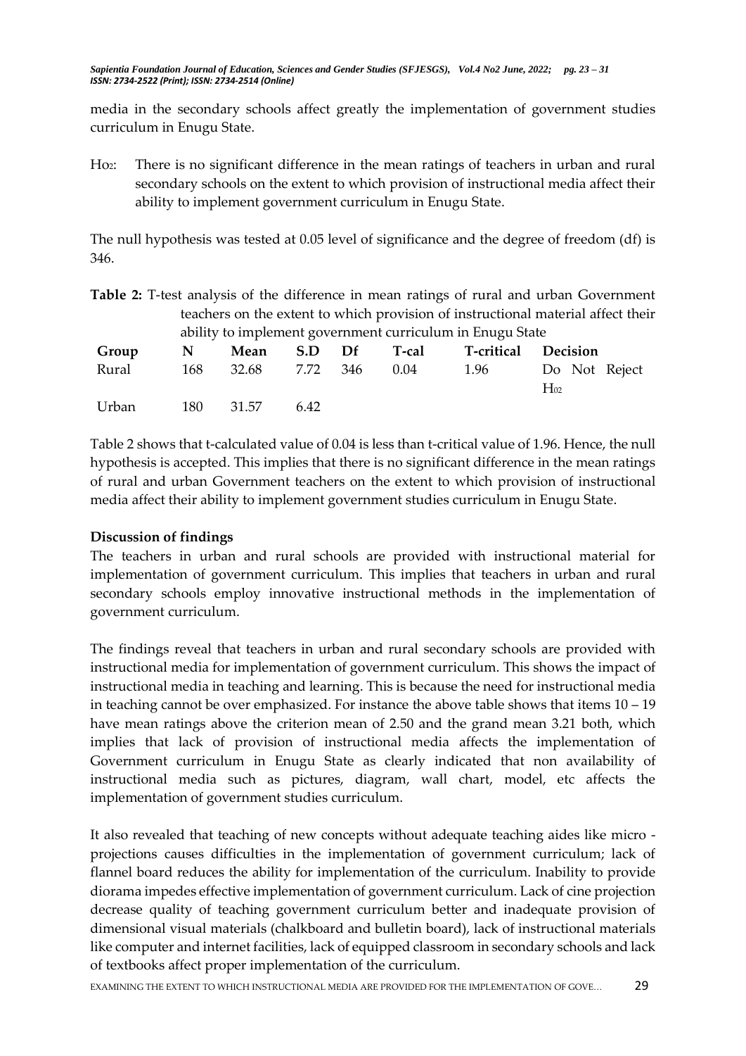media in the secondary schools affect greatly the implementation of government studies curriculum in Enugu State.

$H_{O2}$: There is no significant difference in the mean ratings of teachers in urban and rural secondary schools on the extent to which provision of instructional media affect their ability to implement government curriculum in Enugu State.

The null hypothesis was tested at 0.05 level of significance and the degree of freedom (df) is 346.

**Table 2:** T-test analysis of the difference in mean ratings of rural and urban Government teachers on the extent to which provision of instructional material affect their ability to implement government curriculum in Enugu State

| Group | N | Mean | S.D | Df | T-cal | T-critical | Decision |
|---|---|---|---|---|---|---|---|
| Rural | 168 | 32.68 | 7.72 | 346 | 0.04 | 1.96 | Do Not Reject $H_{02}$ |
| Urban | 180 | 31.57 | 6.42 | | | | |

Table 2 shows that t-calculated value of 0.04 is less than t-critical value of 1.96. Hence, the null hypothesis is accepted. This implies that there is no significant difference in the mean ratings of rural and urban Government teachers on the extent to which provision of instructional media affect their ability to implement government studies curriculum in Enugu State.

## Discussion of findings

The teachers in urban and rural schools are provided with instructional material for implementation of government curriculum. This implies that teachers in urban and rural secondary schools employ innovative instructional methods in the implementation of government curriculum.

The findings reveal that teachers in urban and rural secondary schools are provided with instructional media for implementation of government curriculum. This shows the impact of instructional media in teaching and learning. This is because the need for instructional media in teaching cannot be over emphasized. For instance the above table shows that items 10 – 19 have mean ratings above the criterion mean of 2.50 and the grand mean 3.21 both, which implies that lack of provision of instructional media affects the implementation of Government curriculum in Enugu State as clearly indicated that non availability of instructional media such as pictures, diagram, wall chart, model, etc affects the implementation of government studies curriculum.

It also revealed that teaching of new concepts without adequate teaching aides like micro - projections causes difficulties in the implementation of government curriculum; lack of flannel board reduces the ability for implementation of the curriculum. Inability to provide diorama impedes effective implementation of government curriculum. Lack of cine projection decrease quality of teaching government curriculum better and inadequate provision of dimensional visual materials (chalkboard and bulletin board), lack of instructional materials like computer and internet facilities, lack of equipped classroom in secondary schools and lack of textbooks affect proper implementation of the curriculum.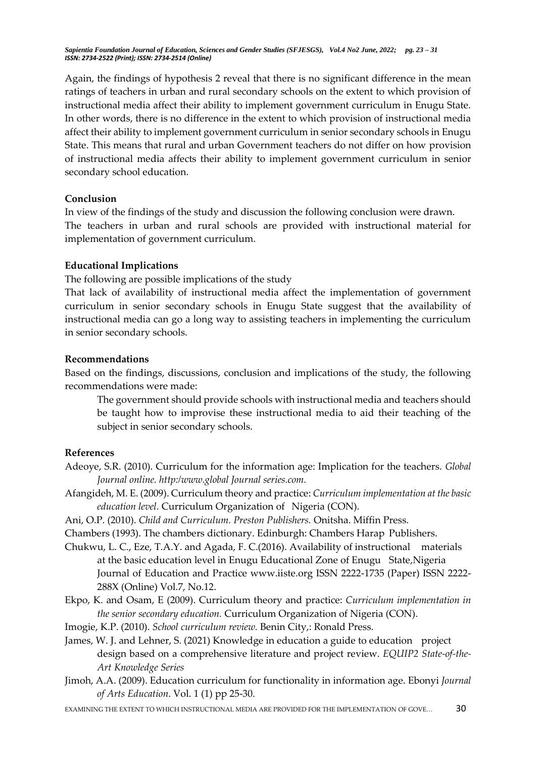Again, the findings of hypothesis 2 reveal that there is no significant difference in the mean ratings of teachers in urban and rural secondary schools on the extent to which provision of instructional media affect their ability to implement government curriculum in Enugu State. In other words, there is no difference in the extent to which provision of instructional media affect their ability to implement government curriculum in senior secondary schools in Enugu State. This means that rural and urban Government teachers do not differ on how provision of instructional media affects their ability to implement government curriculum in senior secondary school education.

**Conclusion**

In view of the findings of the study and discussion the following conclusion were drawn.
The teachers in urban and rural schools are provided with instructional material for implementation of government curriculum.

**Educational Implications**

The following are possible implications of the study

That lack of availability of instructional media affect the implementation of government curriculum in senior secondary schools in Enugu State suggest that the availability of instructional media can go a long way to assisting teachers in implementing the curriculum in senior secondary schools.

**Recommendations**

Based on the findings, discussions, conclusion and implications of the study, the following recommendations were made:

> The government should provide schools with instructional media and teachers should be taught how to improvise these instructional media to aid their teaching of the subject in senior secondary schools.

**References**

Adeoye, S.R. (2010). Curriculum for the information age: Implication for the teachers. *Global Journal online. http:/www.global Journal series.com.*

Afangideh, M. E. (2009). Curriculum theory and practice: *Curriculum implementation at the basic education level.* Curriculum Organization of Nigeria (CON).

Ani, O.P. (2010). *Child and Curriculum. Preston Publishers.* Onitsha. Miffin Press.

Chambers (1993). The chambers dictionary. Edinburgh: Chambers Harap Publishers.

Chukwu, L. C., Eze, T.A.Y. and Agada, F. C.(2016). Availability of instructional materials at the basic education level in Enugu Educational Zone of Enugu State,Nigeria Journal of Education and Practice www.iiste.org ISSN 2222-1735 (Paper) ISSN 2222-288X (Online) Vol.7, No.12.

Ekpo, K. and Osam, E (2009). Curriculum theory and practice: *Curriculum implementation in the senior secondary education.* Curriculum Organization of Nigeria (CON).

Imogie, K.P. (2010). *School curriculum review.* Benin City,: Ronald Press.

James, W. J. and Lehner, S. (2021) Knowledge in education a guide to education project design based on a comprehensive literature and project review. *EQUIP2 State-of-the-Art Knowledge Series*

Jimoh, A.A. (2009). Education curriculum for functionality in information age. Ebonyi *Journal of Arts Education*. Vol. 1 (1) pp 25-30.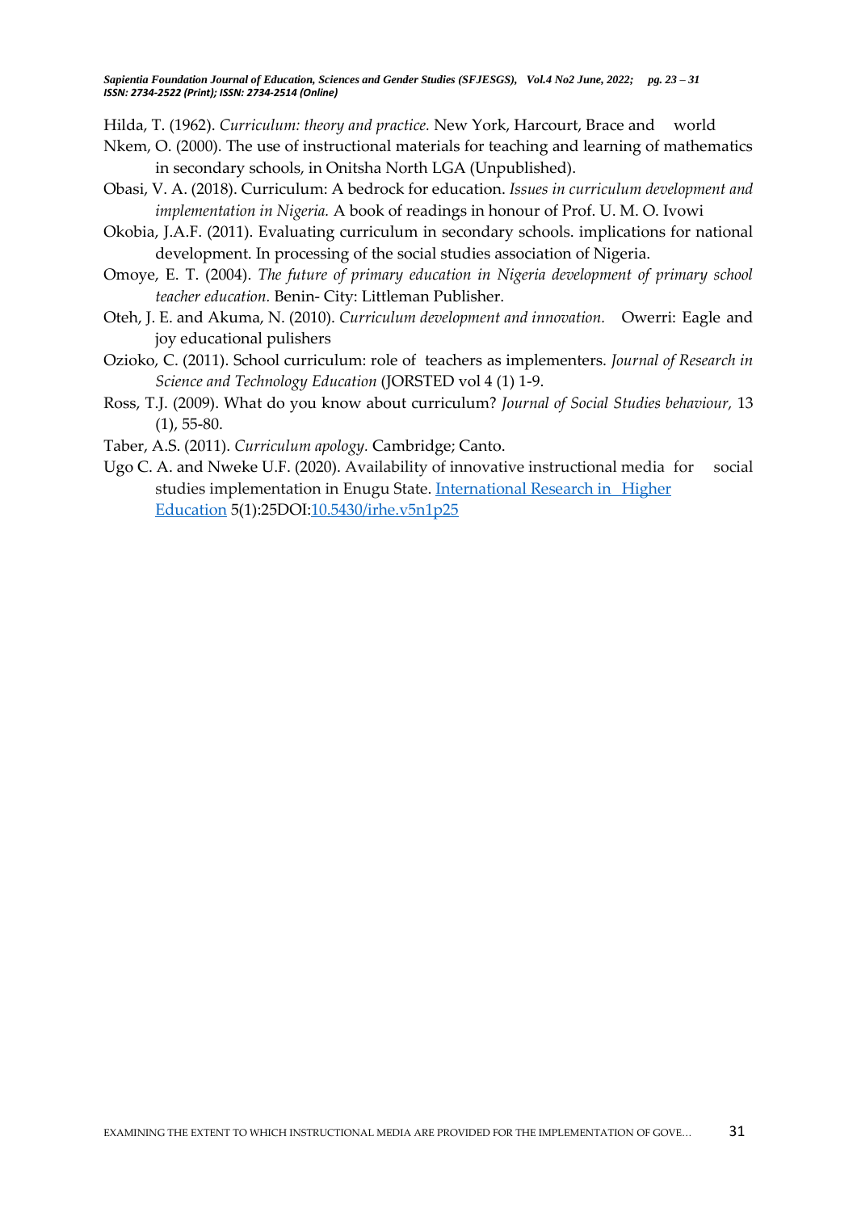Hilda, T. (1962). *Curriculum: theory and practice.* New York, Harcourt, Brace and world

Nkem, O. (2000). The use of instructional materials for teaching and learning of mathematics in secondary schools, in Onitsha North LGA (Unpublished).

Obasi, V. A. (2018). Curriculum: A bedrock for education. *Issues in curriculum development and implementation in Nigeria.* A book of readings in honour of Prof. U. M. O. Ivowi

Okobia, J.A.F. (2011). Evaluating curriculum in secondary schools. implications for national development. In processing of the social studies association of Nigeria.

Omoye, E. T. (2004). *The future of primary education in Nigeria development of primary school teacher education.* Benin- City: Littleman Publisher.

Oteh, J. E. and Akuma, N. (2010). *Curriculum development and innovation.* Owerri: Eagle and joy educational pulishers

Ozioko, C. (2011). School curriculum: role of teachers as implementers. *Journal of Research in Science and Technology Education* (JORSTED vol 4 (1) 1-9.

Ross, T.J. (2009). What do you know about curriculum? *Journal of Social Studies behaviour,* 13 (1), 55-80.

Taber, A.S. (2011). *Curriculum apology.* Cambridge; Canto.

Ugo C. A. and Nweke U.F. (2020). Availability of innovative instructional media for social studies implementation in Enugu State. International Research in Higher Education 5(1):25DOI:10.5430/irhe.v5n1p25